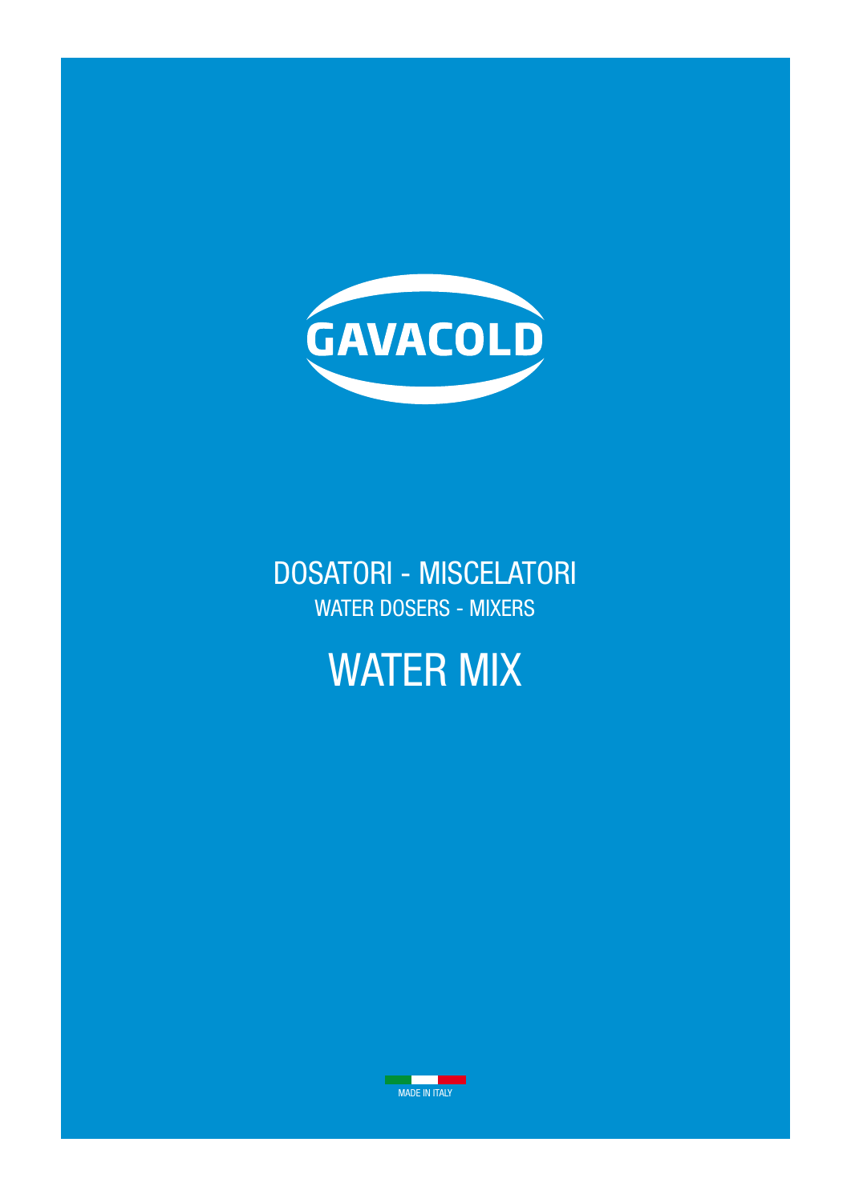# GAVACOLD

## DOSATORI - MISCELATORI

WATER DOSERS - MIXERS

# WATER MIX

MADE IN ITALY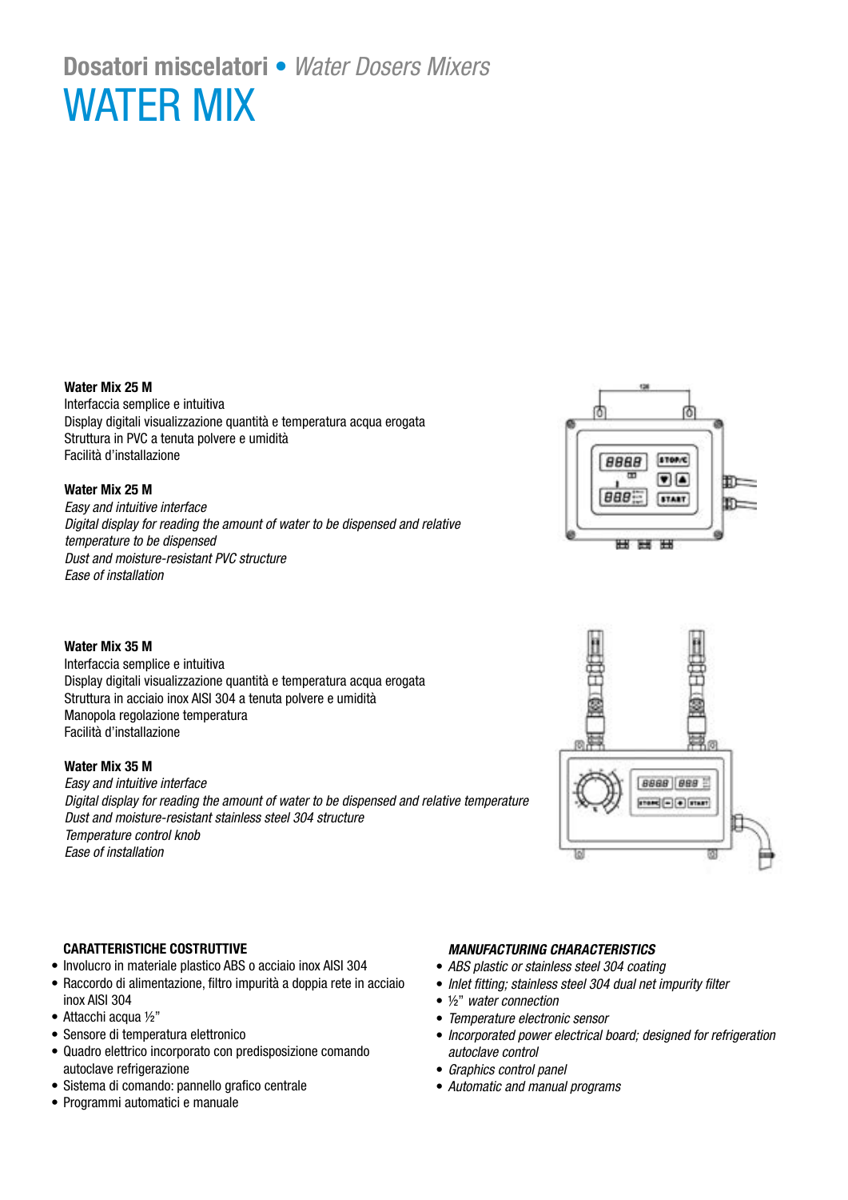# Dosatori miscelatori • *Water Dosers Mixers*

# WATER MIX

**Water Mix 25 M**
Interfaccia semplice e intuitiva
Display digitali visualizzazione quantità e temperatura acqua erogata
Struttura in PVC a tenuta polvere e umidità
Facilità d'installazione

**Water Mix 25 M**
*Easy and intuitive interface*
*Digital display for reading the amount of water to be dispensed and relative temperature to be dispensed*
*Dust and moisture-resistant PVC structure*
*Ease of installation*

**Water Mix 35 M**
Interfaccia semplice e intuitiva
Display digitali visualizzazione quantità e temperatura acqua erogata
Struttura in acciaio inox AISI 304 a tenuta polvere e umidità
Manopola regolazione temperatura
Facilità d'installazione

**Water Mix 35 M**
*Easy and intuitive interface*
*Digital display for reading the amount of water to be dispensed and relative temperature*
*Dust and moisture-resistant stainless steel 304 structure*
*Temperature control knob*
*Ease of installation*

**CARATTERISTICHE COSTRUTTIVE**

- Involucro in materiale plastico ABS o acciaio inox AISI 304
- Raccordo di alimentazione, filtro impurità a doppia rete in acciaio inox AISI 304
- Attacchi acqua ½"
- Sensore di temperatura elettronico
- Quadro elettrico incorporato con predisposizione comando autoclave refrigerazione
- Sistema di comando: pannello grafico centrale
- Programmi automatici e manuale

***MANUFACTURING CHARACTERISTICS***

- *ABS plastic or stainless steel 304 coating*
- *Inlet fitting; stainless steel 304 dual net impurity filter*
- *½" water connection*
- *Temperature electronic sensor*
- *Incorporated power electrical board; designed for refrigeration autoclave control*
- *Graphics control panel*
- *Automatic and manual programs*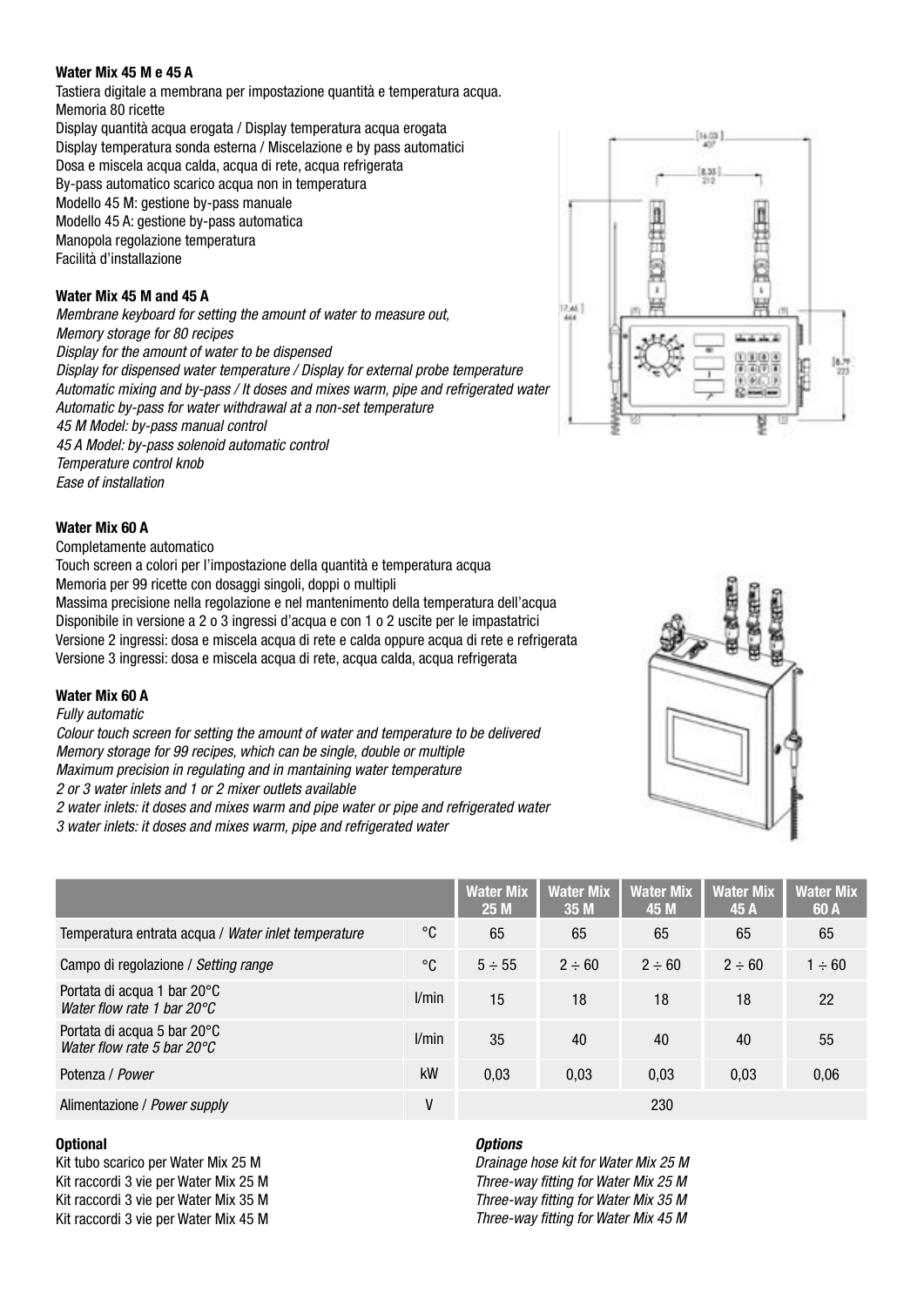**Water Mix 45 M e 45 A**

Tastiera digitale a membrana per impostazione quantità e temperatura acqua.
Memoria 80 ricette
Display quantità acqua erogata / Display temperatura acqua erogata
Display temperatura sonda esterna / Miscelazione e by pass automatici
Dosa e miscela acqua calda, acqua di rete, acqua refrigerata
By-pass automatico scarico acqua non in temperatura
Modello 45 M: gestione by-pass manuale
Modello 45 A: gestione by-pass automatica
Manopola regolazione temperatura
Facilità d'installazione

**Water Mix 45 M and 45 A**

*Membrane keyboard for setting the amount of water to measure out,*
*Memory storage for 80 recipes*
*Display for the amount of water to be dispensed*
*Display for dispensed water temperature / Display for external probe temperature*
*Automatic mixing and by-pass / It doses and mixes warm, pipe and refrigerated water*
*Automatic by-pass for water withdrawal at a non-set temperature*
*45 M Model: by-pass manual control*
*45 A Model: by-pass solenoid automatic control*
*Temperature control knob*
*Ease of installation*

**Water Mix 60 A**

Completamente automatico
Touch screen a colori per l'impostazione della quantità e temperatura acqua
Memoria per 99 ricette con dosaggi singoli, doppi o multipli
Massima precisione nella regolazione e nel mantenimento della temperatura dell'acqua
Disponibile in versione a 2 o 3 ingressi d'acqua e con 1 o 2 uscite per le impastatrici
Versione 2 ingressi: dosa e miscela acqua di rete e calda oppure acqua di rete e refrigerata
Versione 3 ingressi: dosa e miscela acqua di rete, acqua calda, acqua refrigerata

**Water Mix 60 A**

*Fully automatic*
*Colour touch screen for setting the amount of water and temperature to be delivered*
*Memory storage for 99 recipes, which can be single, double or multiple*
*Maximum precision in regulating and in mantaining water temperature*
*2 or 3 water inlets and 1 or 2 mixer outlets available*
*2 water inlets: it doses and mixes warm and pipe water or pipe and refrigerated water*
*3 water inlets: it doses and mixes warm, pipe and refrigerated water*

| | | Water Mix 25 M | Water Mix 35 M | Water Mix 45 M | Water Mix 45 A | Water Mix 60 A |
|---|---|---|---|---|---|---|
| Temperatura entrata acqua / *Water inlet temperature* | °C | 65 | 65 | 65 | 65 | 65 |
| Campo di regolazione / *Setting range* | °C | 5 ÷ 55 | 2 ÷ 60 | 2 ÷ 60 | 2 ÷ 60 | 1 ÷ 60 |
| Portata di acqua 1 bar 20°C *Water flow rate 1 bar 20°C* | l/min | 15 | 18 | 18 | 18 | 22 |
| Portata di acqua 5 bar 20°C *Water flow rate 5 bar 20°C* | l/min | 35 | 40 | 40 | 40 | 55 |
| Potenza / *Power* | kW | 0,03 | 0,03 | 0,03 | 0,03 | 0,06 |
| Alimentazione / *Power supply* | V | 230 | | | | |

**Optional**

Kit tubo scarico per Water Mix 25 M
Kit raccordi 3 vie per Water Mix 25 M
Kit raccordi 3 vie per Water Mix 35 M
Kit raccordi 3 vie per Water Mix 45 M

***Options***

*Drainage hose kit for Water Mix 25 M*
*Three-way fitting for Water Mix 25 M*
*Three-way fitting for Water Mix 35 M*
*Three-way fitting for Water Mix 45 M*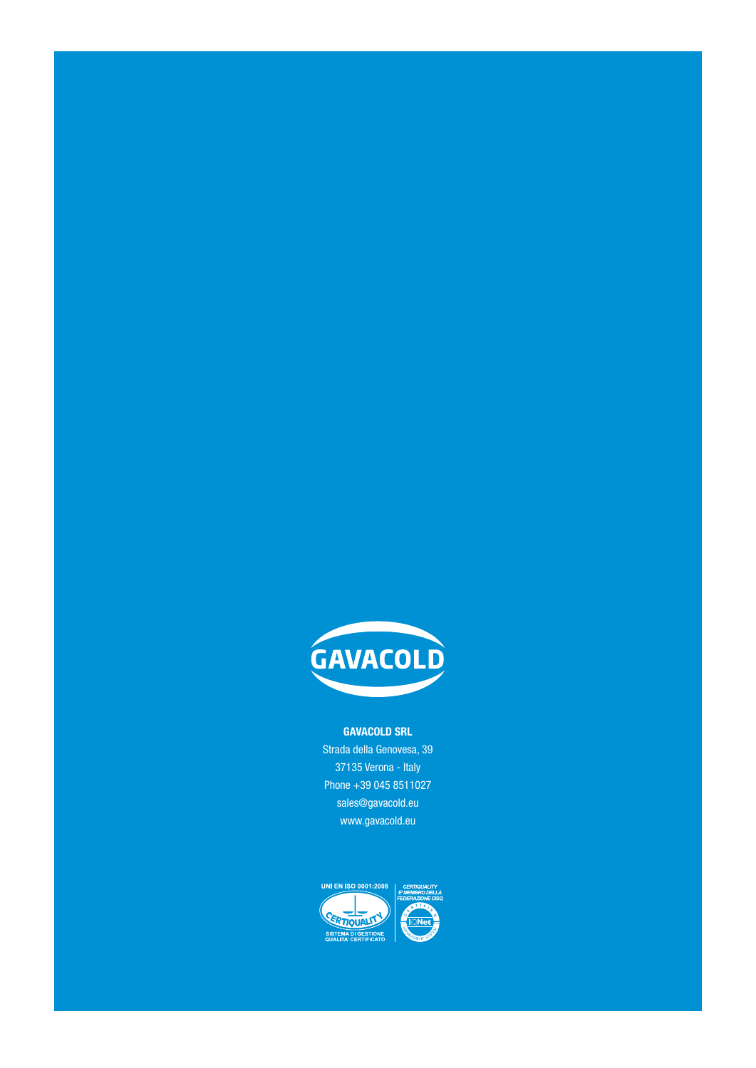GAVACOLD

**GAVACOLD SRL**

Strada della Genovesa, 39

37135 Verona - Italy

Phone +39 045 8511027

sales@gavacold.eu

www.gavacold.eu

UNI EN ISO 9001:2008

CERTIQUALITY

SISTEMA DI GESTIONE QUALITA' CERTIFICATO

CERTIQUALITY E' MEMBRO DELLA FEDERAZIONE CISQ

IQNet